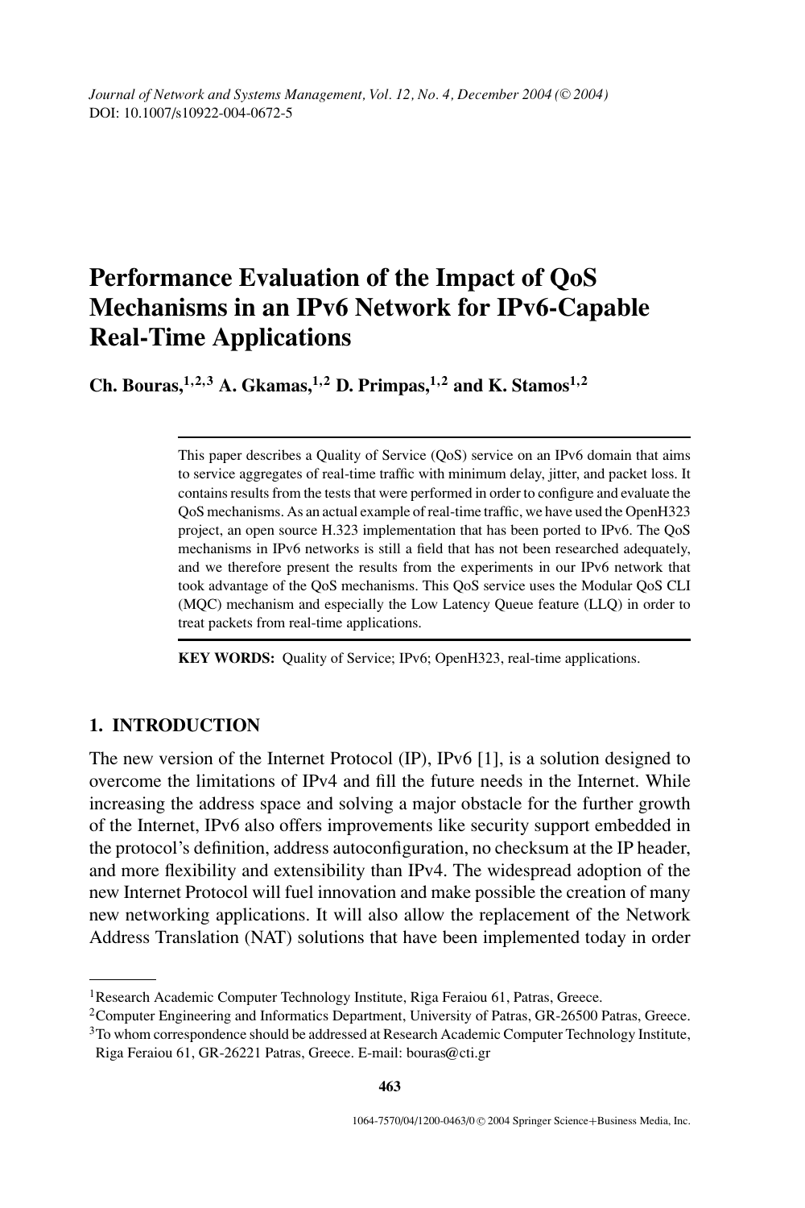# Performance Evaluation of the Impact of QoS Mechanisms in an IPv6 Network for IPv6-Capable Real-Time Applications

**Ch. Bouras,[1,2,3] A. Gkamas,[1,2] D. Primpas,[1,2] and K. Stamos[1,2]**

This paper describes a Quality of Service (QoS) service on an IPv6 domain that aims to service aggregates of real-time traffic with minimum delay, jitter, and packet loss. It contains results from the tests that were performed in order to configure and evaluate the QoS mechanisms. As an actual example of real-time traffic, we have used the OpenH323 project, an open source H.323 implementation that has been ported to IPv6. The QoS mechanisms in IPv6 networks is still a field that has not been researched adequately, and we therefore present the results from the experiments in our IPv6 network that took advantage of the QoS mechanisms. This QoS service uses the Modular QoS CLI (MQC) mechanism and especially the Low Latency Queue feature (LLQ) in order to treat packets from real-time applications.

**KEY WORDS:** Quality of Service; IPv6; OpenH323, real-time applications.

## 1. INTRODUCTION

The new version of the Internet Protocol (IP), IPv6 [1], is a solution designed to overcome the limitations of IPv4 and fill the future needs in the Internet. While increasing the address space and solving a major obstacle for the further growth of the Internet, IPv6 also offers improvements like security support embedded in the protocol's definition, address autoconfiguration, no checksum at the IP header, and more flexibility and extensibility than IPv4. The widespread adoption of the new Internet Protocol will fuel innovation and make possible the creation of many new networking applications. It will also allow the replacement of the Network Address Translation (NAT) solutions that have been implemented today in order

[1]Research Academic Computer Technology Institute, Riga Feraiou 61, Patras, Greece.

[2]Computer Engineering and Informatics Department, University of Patras, GR-26500 Patras, Greece.

[3]To whom correspondence should be addressed at Research Academic Computer Technology Institute, Riga Feraiou 61, GR-26221 Patras, Greece. E-mail: bouras@cti.gr

1064-7570/04/1200-0463/0 © 2004 Springer Science+Business Media, Inc.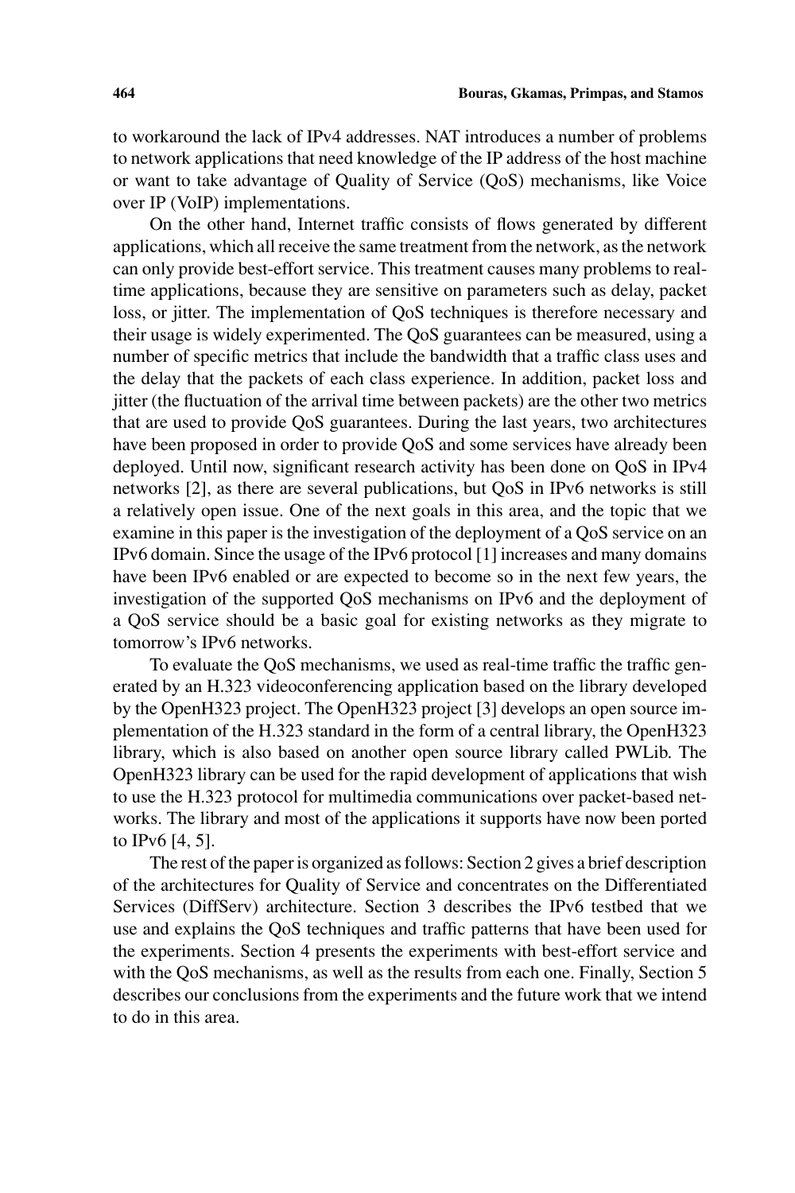to workaround the lack of IPv4 addresses. NAT introduces a number of problems to network applications that need knowledge of the IP address of the host machine or want to take advantage of Quality of Service (QoS) mechanisms, like Voice over IP (VoIP) implementations.

On the other hand, Internet traffic consists of flows generated by different applications, which all receive the same treatment from the network, as the network can only provide best-effort service. This treatment causes many problems to real-time applications, because they are sensitive on parameters such as delay, packet loss, or jitter. The implementation of QoS techniques is therefore necessary and their usage is widely experimented. The QoS guarantees can be measured, using a number of specific metrics that include the bandwidth that a traffic class uses and the delay that the packets of each class experience. In addition, packet loss and jitter (the fluctuation of the arrival time between packets) are the other two metrics that are used to provide QoS guarantees. During the last years, two architectures have been proposed in order to provide QoS and some services have already been deployed. Until now, significant research activity has been done on QoS in IPv4 networks [2], as there are several publications, but QoS in IPv6 networks is still a relatively open issue. One of the next goals in this area, and the topic that we examine in this paper is the investigation of the deployment of a QoS service on an IPv6 domain. Since the usage of the IPv6 protocol [1] increases and many domains have been IPv6 enabled or are expected to become so in the next few years, the investigation of the supported QoS mechanisms on IPv6 and the deployment of a QoS service should be a basic goal for existing networks as they migrate to tomorrow's IPv6 networks.

To evaluate the QoS mechanisms, we used as real-time traffic the traffic generated by an H.323 videoconferencing application based on the library developed by the OpenH323 project. The OpenH323 project [3] develops an open source implementation of the H.323 standard in the form of a central library, the OpenH323 library, which is also based on another open source library called PWLib. The OpenH323 library can be used for the rapid development of applications that wish to use the H.323 protocol for multimedia communications over packet-based networks. The library and most of the applications it supports have now been ported to IPv6 [4, 5].

The rest of the paper is organized as follows: Section 2 gives a brief description of the architectures for Quality of Service and concentrates on the Differentiated Services (DiffServ) architecture. Section 3 describes the IPv6 testbed that we use and explains the QoS techniques and traffic patterns that have been used for the experiments. Section 4 presents the experiments with best-effort service and with the QoS mechanisms, as well as the results from each one. Finally, Section 5 describes our conclusions from the experiments and the future work that we intend to do in this area.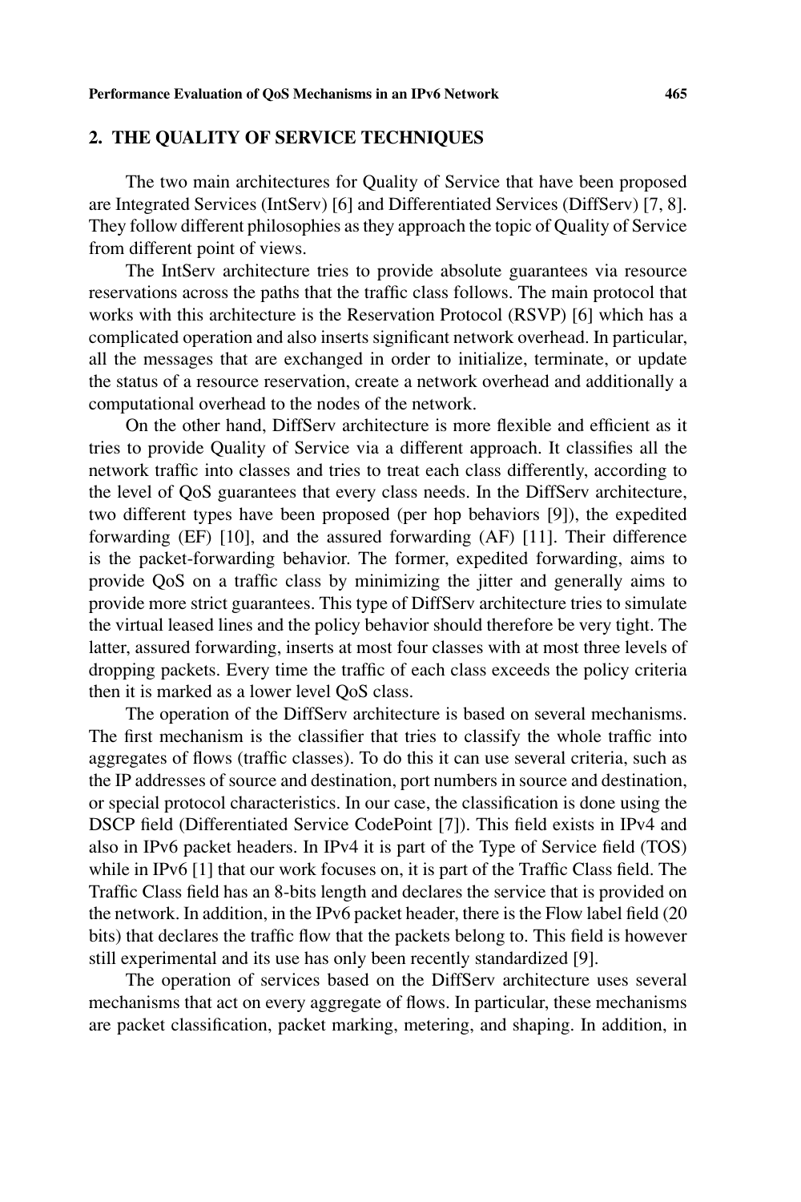## 2. THE QUALITY OF SERVICE TECHNIQUES

The two main architectures for Quality of Service that have been proposed are Integrated Services (IntServ) [6] and Differentiated Services (DiffServ) [7, 8]. They follow different philosophies as they approach the topic of Quality of Service from different point of views.

The IntServ architecture tries to provide absolute guarantees via resource reservations across the paths that the traffic class follows. The main protocol that works with this architecture is the Reservation Protocol (RSVP) [6] which has a complicated operation and also inserts significant network overhead. In particular, all the messages that are exchanged in order to initialize, terminate, or update the status of a resource reservation, create a network overhead and additionally a computational overhead to the nodes of the network.

On the other hand, DiffServ architecture is more flexible and efficient as it tries to provide Quality of Service via a different approach. It classifies all the network traffic into classes and tries to treat each class differently, according to the level of QoS guarantees that every class needs. In the DiffServ architecture, two different types have been proposed (per hop behaviors [9]), the expedited forwarding (EF) [10], and the assured forwarding (AF) [11]. Their difference is the packet-forwarding behavior. The former, expedited forwarding, aims to provide QoS on a traffic class by minimizing the jitter and generally aims to provide more strict guarantees. This type of DiffServ architecture tries to simulate the virtual leased lines and the policy behavior should therefore be very tight. The latter, assured forwarding, inserts at most four classes with at most three levels of dropping packets. Every time the traffic of each class exceeds the policy criteria then it is marked as a lower level QoS class.

The operation of the DiffServ architecture is based on several mechanisms. The first mechanism is the classifier that tries to classify the whole traffic into aggregates of flows (traffic classes). To do this it can use several criteria, such as the IP addresses of source and destination, port numbers in source and destination, or special protocol characteristics. In our case, the classification is done using the DSCP field (Differentiated Service CodePoint [7]). This field exists in IPv4 and also in IPv6 packet headers. In IPv4 it is part of the Type of Service field (TOS) while in IPv6 [1] that our work focuses on, it is part of the Traffic Class field. The Traffic Class field has an 8-bits length and declares the service that is provided on the network. In addition, in the IPv6 packet header, there is the Flow label field (20 bits) that declares the traffic flow that the packets belong to. This field is however still experimental and its use has only been recently standardized [9].

The operation of services based on the DiffServ architecture uses several mechanisms that act on every aggregate of flows. In particular, these mechanisms are packet classification, packet marking, metering, and shaping. In addition, in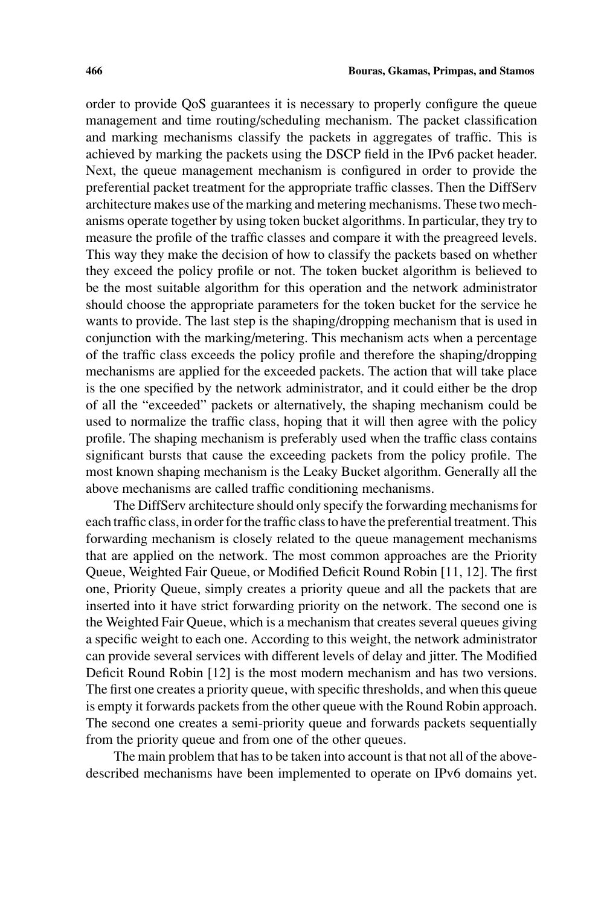order to provide QoS guarantees it is necessary to properly configure the queue management and time routing/scheduling mechanism. The packet classification and marking mechanisms classify the packets in aggregates of traffic. This is achieved by marking the packets using the DSCP field in the IPv6 packet header. Next, the queue management mechanism is configured in order to provide the preferential packet treatment for the appropriate traffic classes. Then the DiffServ architecture makes use of the marking and metering mechanisms. These two mechanisms operate together by using token bucket algorithms. In particular, they try to measure the profile of the traffic classes and compare it with the preagreed levels. This way they make the decision of how to classify the packets based on whether they exceed the policy profile or not. The token bucket algorithm is believed to be the most suitable algorithm for this operation and the network administrator should choose the appropriate parameters for the token bucket for the service he wants to provide. The last step is the shaping/dropping mechanism that is used in conjunction with the marking/metering. This mechanism acts when a percentage of the traffic class exceeds the policy profile and therefore the shaping/dropping mechanisms are applied for the exceeded packets. The action that will take place is the one specified by the network administrator, and it could either be the drop of all the "exceeded" packets or alternatively, the shaping mechanism could be used to normalize the traffic class, hoping that it will then agree with the policy profile. The shaping mechanism is preferably used when the traffic class contains significant bursts that cause the exceeding packets from the policy profile. The most known shaping mechanism is the Leaky Bucket algorithm. Generally all the above mechanisms are called traffic conditioning mechanisms.

The DiffServ architecture should only specify the forwarding mechanisms for each traffic class, in order for the traffic class to have the preferential treatment. This forwarding mechanism is closely related to the queue management mechanisms that are applied on the network. The most common approaches are the Priority Queue, Weighted Fair Queue, or Modified Deficit Round Robin [11, 12]. The first one, Priority Queue, simply creates a priority queue and all the packets that are inserted into it have strict forwarding priority on the network. The second one is the Weighted Fair Queue, which is a mechanism that creates several queues giving a specific weight to each one. According to this weight, the network administrator can provide several services with different levels of delay and jitter. The Modified Deficit Round Robin [12] is the most modern mechanism and has two versions. The first one creates a priority queue, with specific thresholds, and when this queue is empty it forwards packets from the other queue with the Round Robin approach. The second one creates a semi-priority queue and forwards packets sequentially from the priority queue and from one of the other queues.

The main problem that has to be taken into account is that not all of the above-described mechanisms have been implemented to operate on IPv6 domains yet.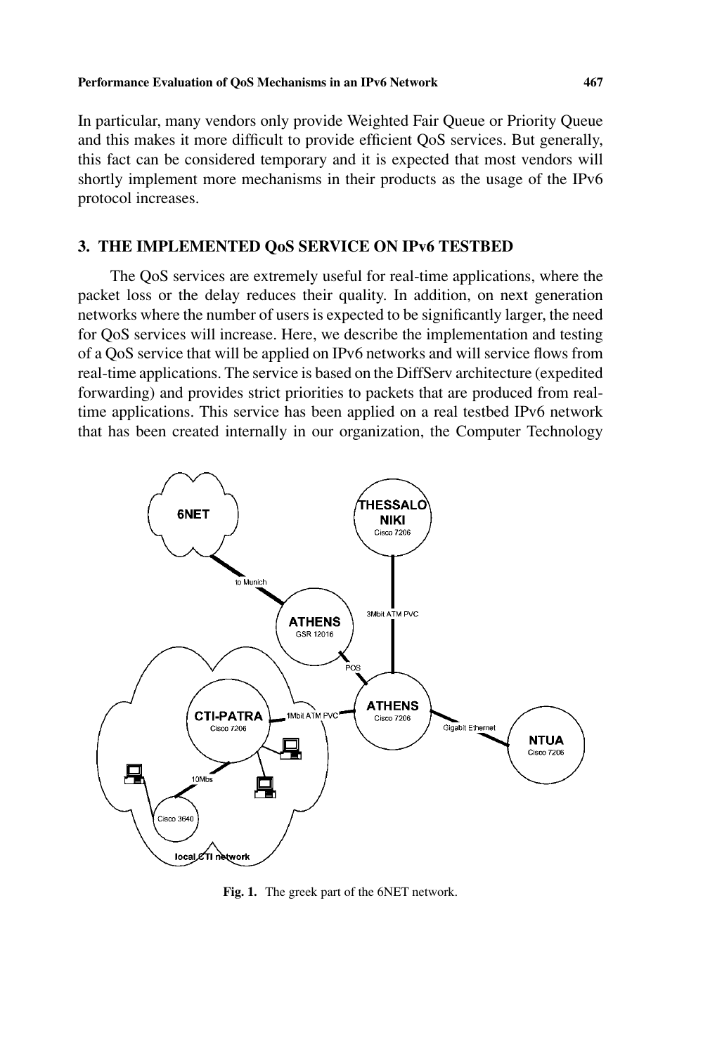In particular, many vendors only provide Weighted Fair Queue or Priority Queue and this makes it more difficult to provide efficient QoS services. But generally, this fact can be considered temporary and it is expected that most vendors will shortly implement more mechanisms in their products as the usage of the IPv6 protocol increases.

## 3. THE IMPLEMENTED QoS SERVICE ON IPv6 TESTBED

The QoS services are extremely useful for real-time applications, where the packet loss or the delay reduces their quality. In addition, on next generation networks where the number of users is expected to be significantly larger, the need for QoS services will increase. Here, we describe the implementation and testing of a QoS service that will be applied on IPv6 networks and will service flows from real-time applications. The service is based on the DiffServ architecture (expedited forwarding) and provides strict priorities to packets that are produced from real-time applications. This service has been applied on a real testbed IPv6 network that has been created internally in our organization, the Computer Technology

**Fig. 1.** The greek part of the 6NET network.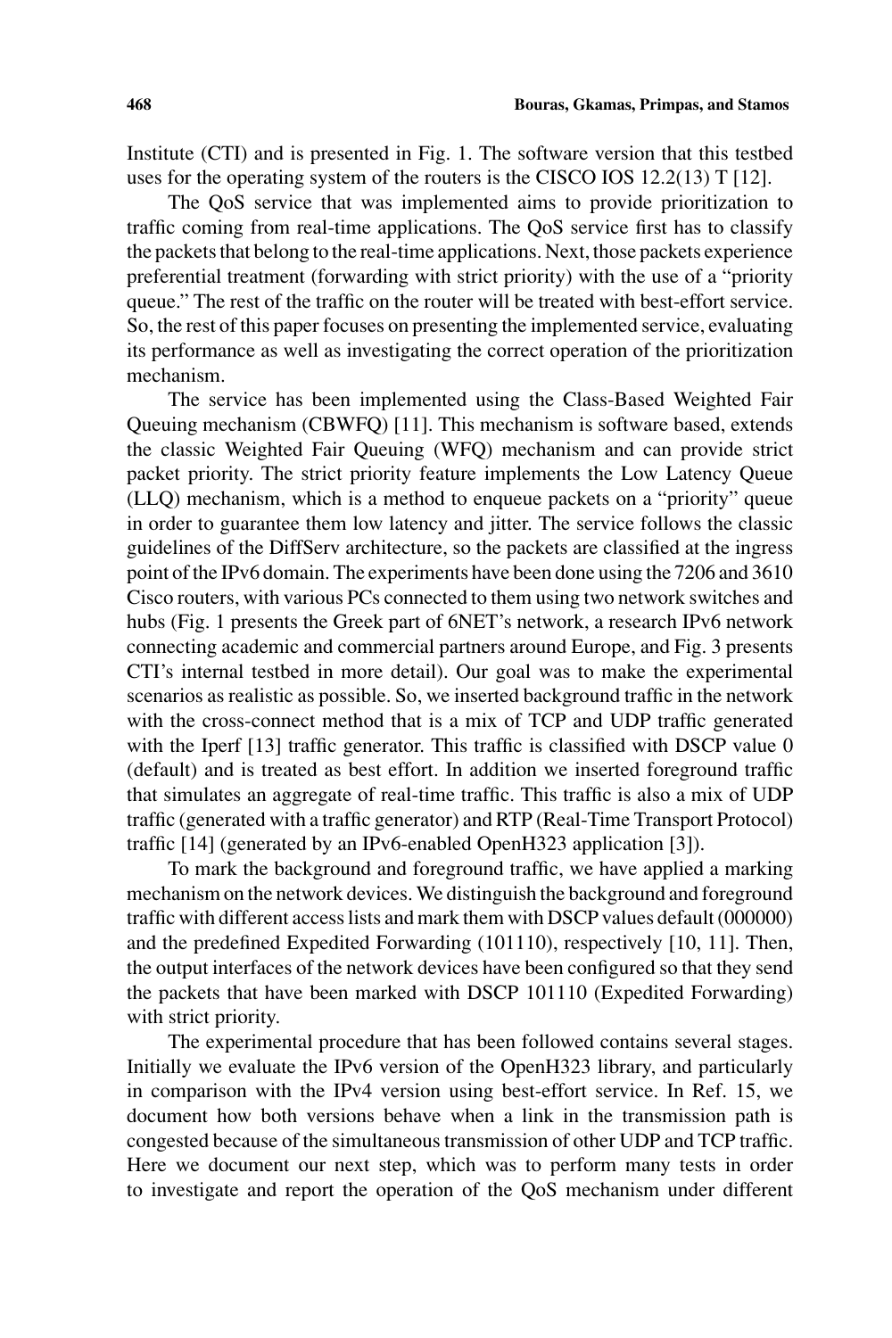Institute (CTI) and is presented in Fig. 1. The software version that this testbed uses for the operating system of the routers is the CISCO IOS 12.2(13) T [12].

The QoS service that was implemented aims to provide prioritization to traffic coming from real-time applications. The QoS service first has to classify the packets that belong to the real-time applications. Next, those packets experience preferential treatment (forwarding with strict priority) with the use of a "priority queue." The rest of the traffic on the router will be treated with best-effort service. So, the rest of this paper focuses on presenting the implemented service, evaluating its performance as well as investigating the correct operation of the prioritization mechanism.

The service has been implemented using the Class-Based Weighted Fair Queuing mechanism (CBWFQ) [11]. This mechanism is software based, extends the classic Weighted Fair Queuing (WFQ) mechanism and can provide strict packet priority. The strict priority feature implements the Low Latency Queue (LLQ) mechanism, which is a method to enqueue packets on a "priority" queue in order to guarantee them low latency and jitter. The service follows the classic guidelines of the DiffServ architecture, so the packets are classified at the ingress point of the IPv6 domain. The experiments have been done using the 7206 and 3610 Cisco routers, with various PCs connected to them using two network switches and hubs (Fig. 1 presents the Greek part of 6NET's network, a research IPv6 network connecting academic and commercial partners around Europe, and Fig. 3 presents CTI's internal testbed in more detail). Our goal was to make the experimental scenarios as realistic as possible. So, we inserted background traffic in the network with the cross-connect method that is a mix of TCP and UDP traffic generated with the Iperf [13] traffic generator. This traffic is classified with DSCP value 0 (default) and is treated as best effort. In addition we inserted foreground traffic that simulates an aggregate of real-time traffic. This traffic is also a mix of UDP traffic (generated with a traffic generator) and RTP (Real-Time Transport Protocol) traffic [14] (generated by an IPv6-enabled OpenH323 application [3]).

To mark the background and foreground traffic, we have applied a marking mechanism on the network devices. We distinguish the background and foreground traffic with different access lists and mark them with DSCP values default (000000) and the predefined Expedited Forwarding (101110), respectively [10, 11]. Then, the output interfaces of the network devices have been configured so that they send the packets that have been marked with DSCP 101110 (Expedited Forwarding) with strict priority.

The experimental procedure that has been followed contains several stages. Initially we evaluate the IPv6 version of the OpenH323 library, and particularly in comparison with the IPv4 version using best-effort service. In Ref. 15, we document how both versions behave when a link in the transmission path is congested because of the simultaneous transmission of other UDP and TCP traffic. Here we document our next step, which was to perform many tests in order to investigate and report the operation of the QoS mechanism under different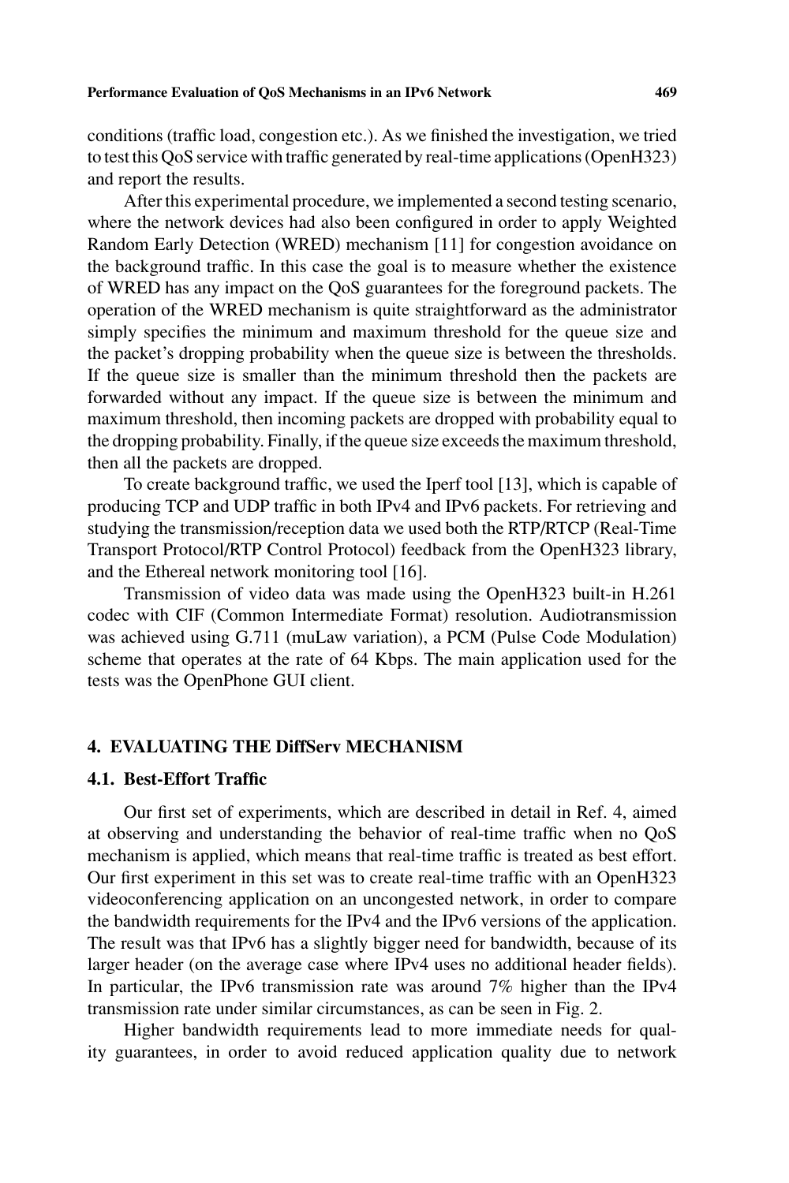conditions (traffic load, congestion etc.). As we finished the investigation, we tried to test this QoS service with traffic generated by real-time applications (OpenH323) and report the results.

After this experimental procedure, we implemented a second testing scenario, where the network devices had also been configured in order to apply Weighted Random Early Detection (WRED) mechanism [11] for congestion avoidance on the background traffic. In this case the goal is to measure whether the existence of WRED has any impact on the QoS guarantees for the foreground packets. The operation of the WRED mechanism is quite straightforward as the administrator simply specifies the minimum and maximum threshold for the queue size and the packet's dropping probability when the queue size is between the thresholds. If the queue size is smaller than the minimum threshold then the packets are forwarded without any impact. If the queue size is between the minimum and maximum threshold, then incoming packets are dropped with probability equal to the dropping probability. Finally, if the queue size exceeds the maximum threshold, then all the packets are dropped.

To create background traffic, we used the Iperf tool [13], which is capable of producing TCP and UDP traffic in both IPv4 and IPv6 packets. For retrieving and studying the transmission/reception data we used both the RTP/RTCP (Real-Time Transport Protocol/RTP Control Protocol) feedback from the OpenH323 library, and the Ethereal network monitoring tool [16].

Transmission of video data was made using the OpenH323 built-in H.261 codec with CIF (Common Intermediate Format) resolution. Audiotransmission was achieved using G.711 (muLaw variation), a PCM (Pulse Code Modulation) scheme that operates at the rate of 64 Kbps. The main application used for the tests was the OpenPhone GUI client.

## 4. EVALUATING THE DiffServ MECHANISM

### 4.1. Best-Effort Traffic

Our first set of experiments, which are described in detail in Ref. 4, aimed at observing and understanding the behavior of real-time traffic when no QoS mechanism is applied, which means that real-time traffic is treated as best effort. Our first experiment in this set was to create real-time traffic with an OpenH323 videoconferencing application on an uncongested network, in order to compare the bandwidth requirements for the IPv4 and the IPv6 versions of the application. The result was that IPv6 has a slightly bigger need for bandwidth, because of its larger header (on the average case where IPv4 uses no additional header fields). In particular, the IPv6 transmission rate was around 7% higher than the IPv4 transmission rate under similar circumstances, as can be seen in Fig. 2.

Higher bandwidth requirements lead to more immediate needs for quality guarantees, in order to avoid reduced application quality due to network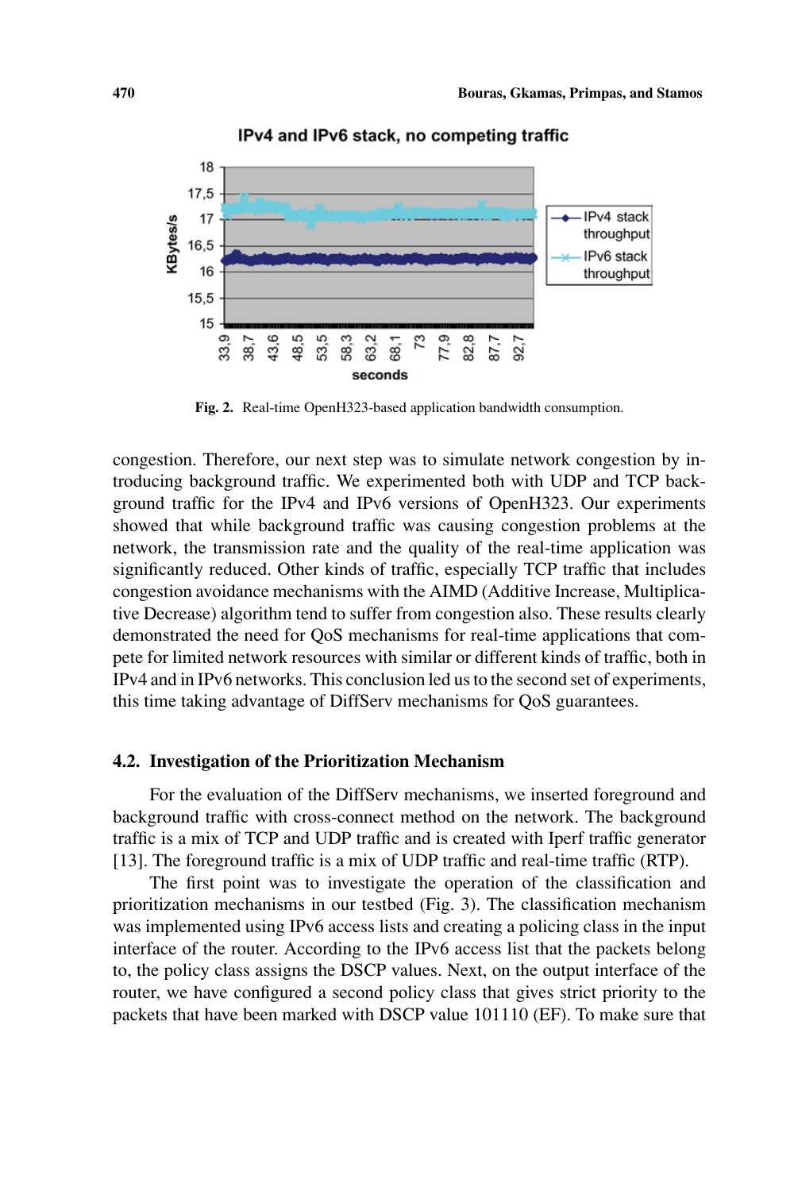**Fig. 2.** Real-time OpenH323-based application bandwidth consumption.

congestion. Therefore, our next step was to simulate network congestion by introducing background traffic. We experimented both with UDP and TCP background traffic for the IPv4 and IPv6 versions of OpenH323. Our experiments showed that while background traffic was causing congestion problems at the network, the transmission rate and the quality of the real-time application was significantly reduced. Other kinds of traffic, especially TCP traffic that includes congestion avoidance mechanisms with the AIMD (Additive Increase, Multiplicative Decrease) algorithm tend to suffer from congestion also. These results clearly demonstrated the need for QoS mechanisms for real-time applications that compete for limited network resources with similar or different kinds of traffic, both in IPv4 and in IPv6 networks. This conclusion led us to the second set of experiments, this time taking advantage of DiffServ mechanisms for QoS guarantees.

### 4.2. Investigation of the Prioritization Mechanism

For the evaluation of the DiffServ mechanisms, we inserted foreground and background traffic with cross-connect method on the network. The background traffic is a mix of TCP and UDP traffic and is created with Iperf traffic generator [13]. The foreground traffic is a mix of UDP traffic and real-time traffic (RTP).

The first point was to investigate the operation of the classification and prioritization mechanisms in our testbed (Fig. 3). The classification mechanism was implemented using IPv6 access lists and creating a policing class in the input interface of the router. According to the IPv6 access list that the packets belong to, the policy class assigns the DSCP values. Next, on the output interface of the router, we have configured a second policy class that gives strict priority to the packets that have been marked with DSCP value 101110 (EF). To make sure that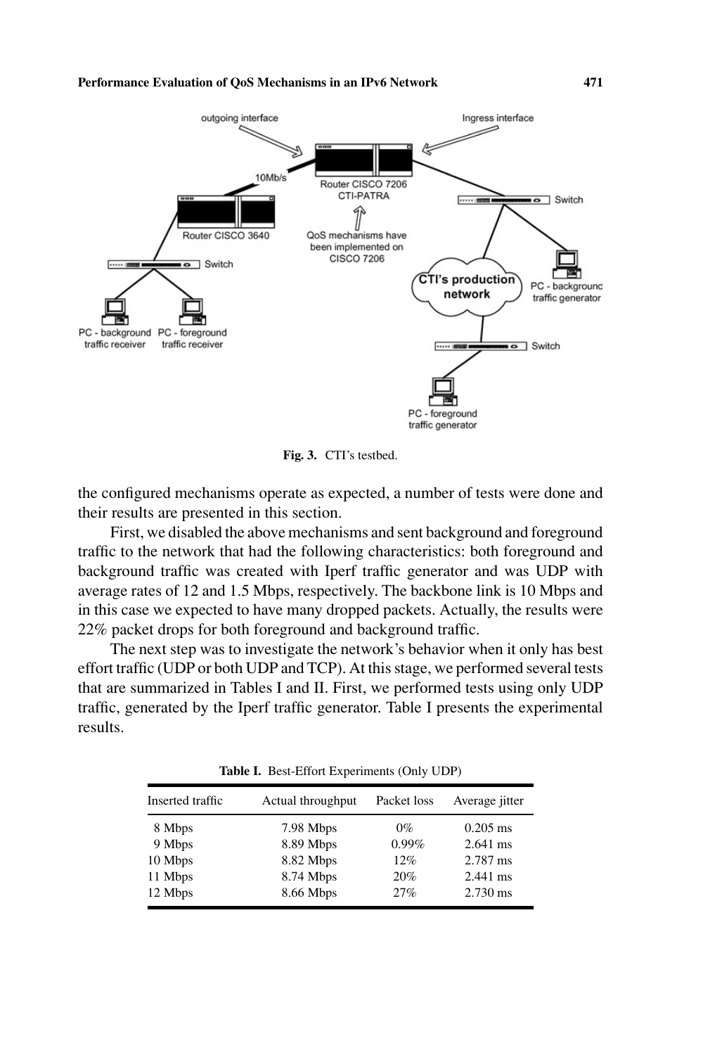Fig. 3. CTI's testbed.

the configured mechanisms operate as expected, a number of tests were done and their results are presented in this section.

First, we disabled the above mechanisms and sent background and foreground traffic to the network that had the following characteristics: both foreground and background traffic was created with Iperf traffic generator and was UDP with average rates of 12 and 1.5 Mbps, respectively. The backbone link is 10 Mbps and in this case we expected to have many dropped packets. Actually, the results were 22% packet drops for both foreground and background traffic.

The next step was to investigate the network's behavior when it only has best effort traffic (UDP or both UDP and TCP). At this stage, we performed several tests that are summarized in Tables I and II. First, we performed tests using only UDP traffic, generated by the Iperf traffic generator. Table I presents the experimental results.

**Table I.** Best-Effort Experiments (Only UDP)

| Inserted traffic | Actual throughput | Packet loss | Average jitter |
|---|---|---|---|
| 8 Mbps | 7.98 Mbps | 0% | 0.205 ms |
| 9 Mbps | 8.89 Mbps | 0.99% | 2.641 ms |
| 10 Mbps | 8.82 Mbps | 12% | 2.787 ms |
| 11 Mbps | 8.74 Mbps | 20% | 2.441 ms |
| 12 Mbps | 8.66 Mbps | 27% | 2.730 ms |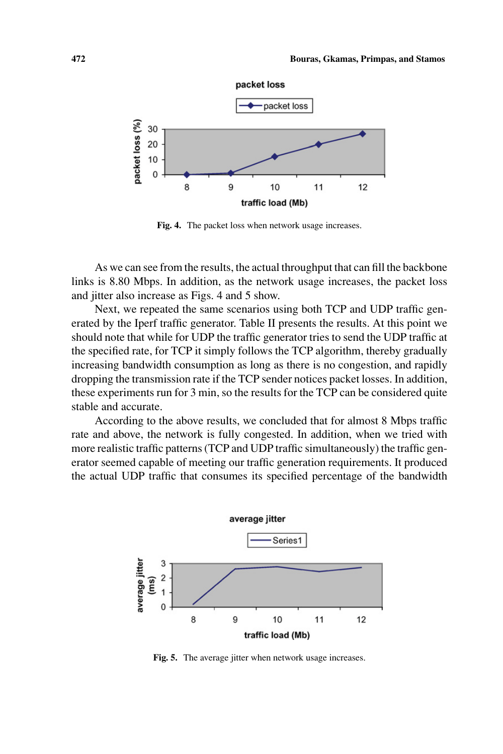**Fig. 4.** The packet loss when network usage increases.

As we can see from the results, the actual throughput that can fill the backbone links is 8.80 Mbps. In addition, as the network usage increases, the packet loss and jitter also increase as Figs. 4 and 5 show.

Next, we repeated the same scenarios using both TCP and UDP traffic generated by the Iperf traffic generator. Table II presents the results. At this point we should note that while for UDP the traffic generator tries to send the UDP traffic at the specified rate, for TCP it simply follows the TCP algorithm, thereby gradually increasing bandwidth consumption as long as there is no congestion, and rapidly dropping the transmission rate if the TCP sender notices packet losses. In addition, these experiments run for 3 min, so the results for the TCP can be considered quite stable and accurate.

According to the above results, we concluded that for almost 8 Mbps traffic rate and above, the network is fully congested. In addition, when we tried with more realistic traffic patterns (TCP and UDP traffic simultaneously) the traffic generator seemed capable of meeting our traffic generation requirements. It produced the actual UDP traffic that consumes its specified percentage of the bandwidth

**Fig. 5.** The average jitter when network usage increases.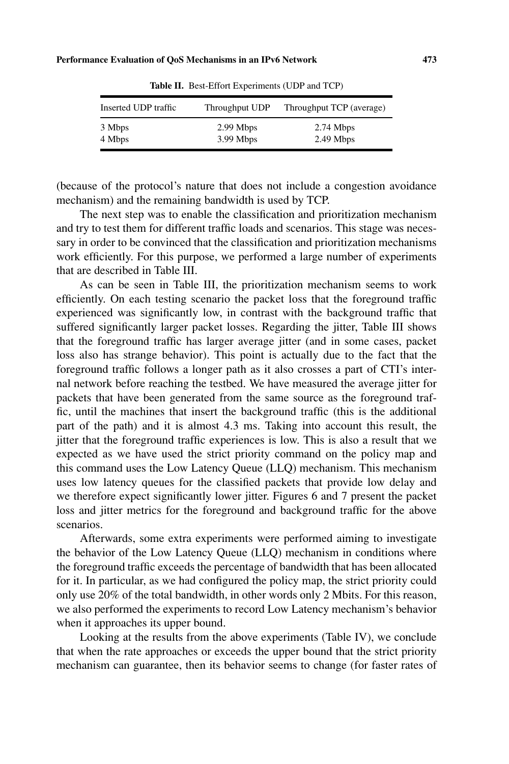**Table II.** Best-Effort Experiments (UDP and TCP)

| Inserted UDP traffic | Throughput UDP | Throughput TCP (average) |
|---|---|---|
| 3 Mbps | 2.99 Mbps | 2.74 Mbps |
| 4 Mbps | 3.99 Mbps | 2.49 Mbps |

(because of the protocol's nature that does not include a congestion avoidance mechanism) and the remaining bandwidth is used by TCP.

The next step was to enable the classification and prioritization mechanism and try to test them for different traffic loads and scenarios. This stage was necessary in order to be convinced that the classification and prioritization mechanisms work efficiently. For this purpose, we performed a large number of experiments that are described in Table III.

As can be seen in Table III, the prioritization mechanism seems to work efficiently. On each testing scenario the packet loss that the foreground traffic experienced was significantly low, in contrast with the background traffic that suffered significantly larger packet losses. Regarding the jitter, Table III shows that the foreground traffic has larger average jitter (and in some cases, packet loss also has strange behavior). This point is actually due to the fact that the foreground traffic follows a longer path as it also crosses a part of CTI's internal network before reaching the testbed. We have measured the average jitter for packets that have been generated from the same source as the foreground traffic, until the machines that insert the background traffic (this is the additional part of the path) and it is almost 4.3 ms. Taking into account this result, the jitter that the foreground traffic experiences is low. This is also a result that we expected as we have used the strict priority command on the policy map and this command uses the Low Latency Queue (LLQ) mechanism. This mechanism uses low latency queues for the classified packets that provide low delay and we therefore expect significantly lower jitter. Figures 6 and 7 present the packet loss and jitter metrics for the foreground and background traffic for the above scenarios.

Afterwards, some extra experiments were performed aiming to investigate the behavior of the Low Latency Queue (LLQ) mechanism in conditions where the foreground traffic exceeds the percentage of bandwidth that has been allocated for it. In particular, as we had configured the policy map, the strict priority could only use 20% of the total bandwidth, in other words only 2 Mbits. For this reason, we also performed the experiments to record Low Latency mechanism's behavior when it approaches its upper bound.

Looking at the results from the above experiments (Table IV), we conclude that when the rate approaches or exceeds the upper bound that the strict priority mechanism can guarantee, then its behavior seems to change (for faster rates of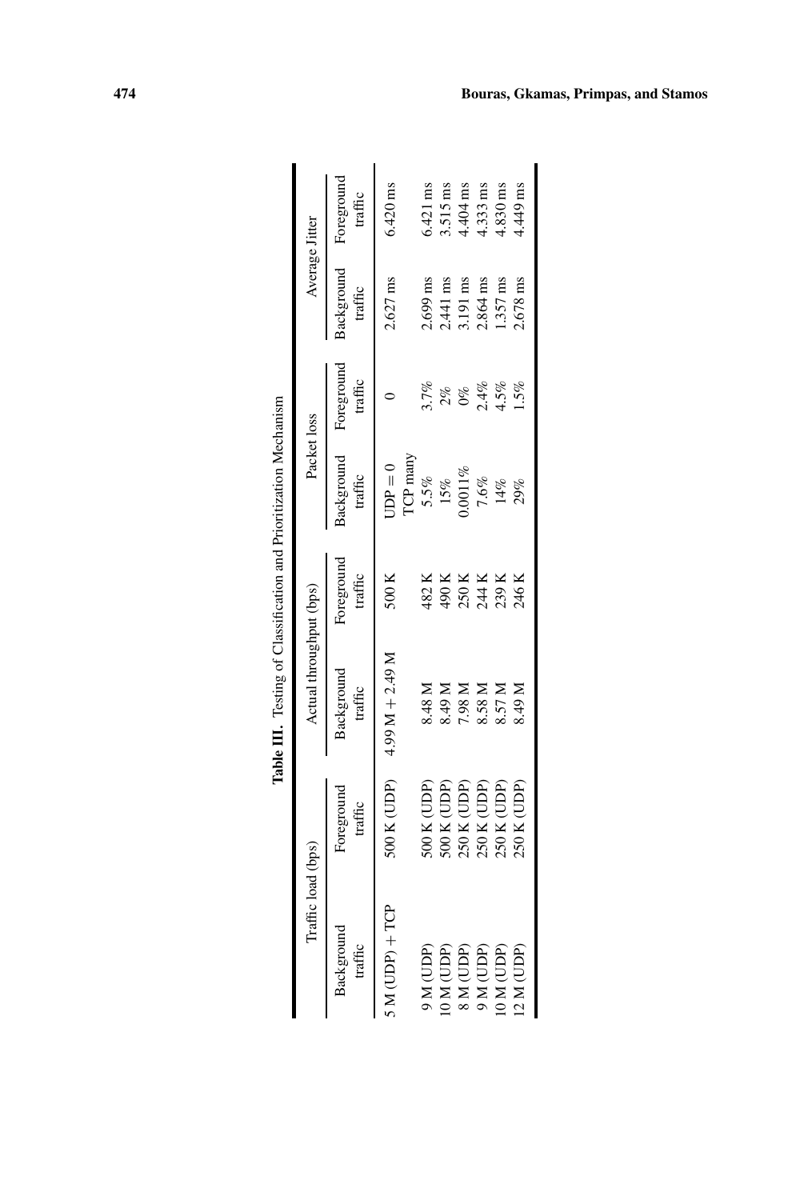**Table III.** Testing of Classification and Prioritization Mechanism

| Traffic load (bps) | | Actual throughput (bps) | | Packet loss | | Average Jitter | |
|---|---|---|---|---|---|---|---|
| Background traffic | Foreground traffic | Background traffic | Foreground traffic | Background traffic | Foreground traffic | Background traffic | Foreground traffic |
| 5 M (UDP) + TCP | 500 K (UDP) | 4.99 M + 2.49 M | 500 K | UDP = 0 TCP many | 0 | 2.627 ms | 6.420 ms |
| 9 M (UDP) | 500 K (UDP) | 8.48 M | 482 K | 5.5% | 3.7% | 2.699 ms | 6.421 ms |
| 10 M (UDP) | 500 K (UDP) | 8.49 M | 490 K | 15% | 2% | 2.441 ms | 3.515 ms |
| 8 M (UDP) | 250 K (UDP) | 7.98 M | 250 K | 0.0011% | 0% | 3.191 ms | 4.404 ms |
| 9 M (UDP) | 250 K (UDP) | 8.58 M | 244 K | 7.6% | 2.4% | 2.864 ms | 4.333 ms |
| 10 M (UDP) | 250 K (UDP) | 8.57 M | 239 K | 14% | 4.5% | 1.357 ms | 4.830 ms |
| 12 M (UDP) | 250 K (UDP) | 8.49 M | 246 K | 29% | 1.5% | 2.678 ms | 4.449 ms |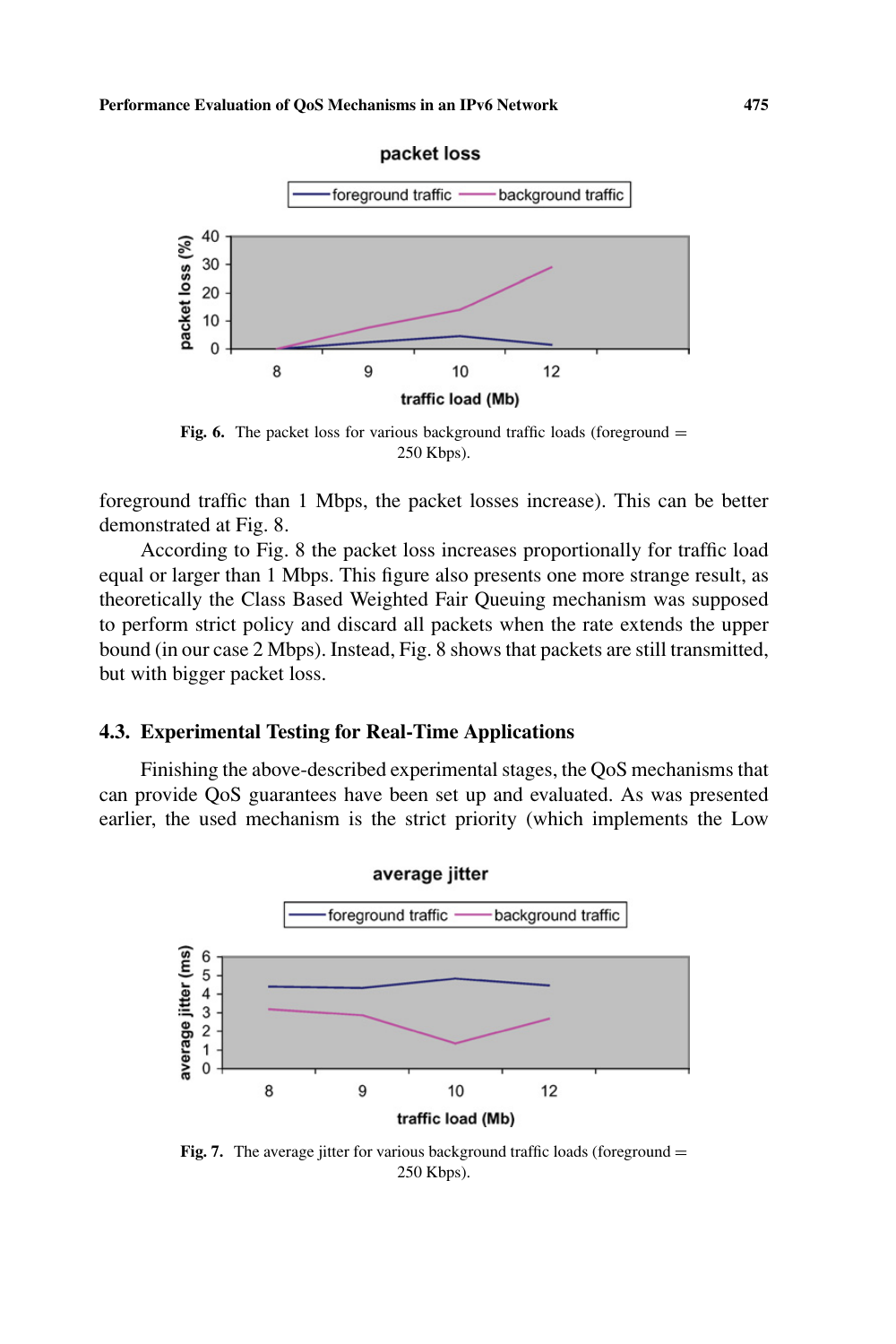Fig. 6. The packet loss for various background traffic loads (foreground = 250 Kbps).

foreground traffic than 1 Mbps, the packet losses increase). This can be better demonstrated at Fig. 8.

According to Fig. 8 the packet loss increases proportionally for traffic load equal or larger than 1 Mbps. This figure also presents one more strange result, as theoretically the Class Based Weighted Fair Queuing mechanism was supposed to perform strict policy and discard all packets when the rate extends the upper bound (in our case 2 Mbps). Instead, Fig. 8 shows that packets are still transmitted, but with bigger packet loss.

## 4.3. Experimental Testing for Real-Time Applications

Finishing the above-described experimental stages, the QoS mechanisms that can provide QoS guarantees have been set up and evaluated. As was presented earlier, the used mechanism is the strict priority (which implements the Low

Fig. 7. The average jitter for various background traffic loads (foreground = 250 Kbps).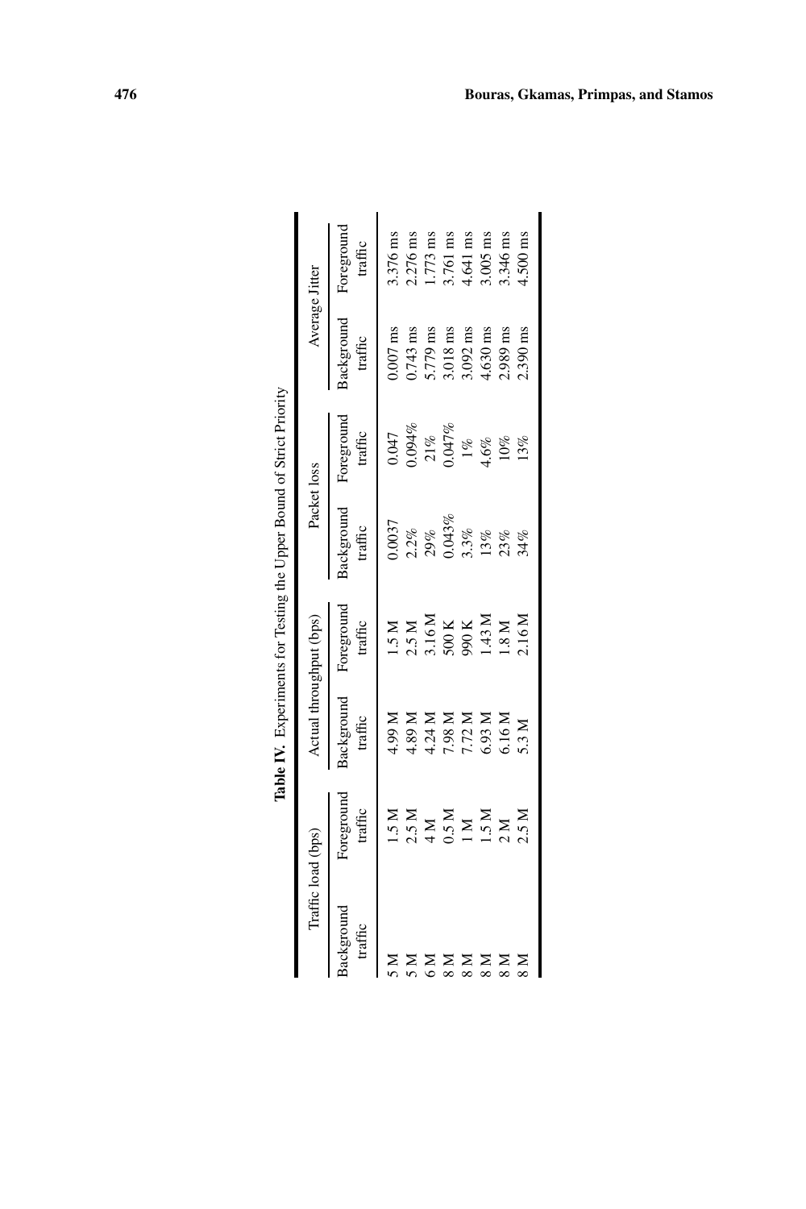**Table IV.** Experiments for Testing the Upper Bound of Strict Priority

| Traffic load (bps) | | Actual throughput (bps) | | Packet loss | | Average Jitter | |
|---|---|---|---|---|---|---|---|
| Background traffic | Foreground traffic | Background traffic | Foreground traffic | Background traffic | Foreground traffic | Background traffic | Foreground traffic |
| 5 M | 1.5 M | 4.99 M | 1.5 M | 0.0037 | 0.047 | 0.007 ms | 3.376 ms |
| 5 M | 2.5 M | 4.89 M | 2.5 M | 2.2% | 0.094% | 0.743 ms | 2.276 ms |
| 6 M | 4 M | 4.24 M | 3.16 M | 29% | 21% | 5.779 ms | 1.773 ms |
| 8 M | 0.5 M | 7.98 M | 500 K | 0.043% | 0.047% | 3.018 ms | 3.761 ms |
| 8 M | 1 M | 7.72 M | 990 K | 3.3% | 1% | 3.092 ms | 4.641 ms |
| 8 M | 1.5 M | 6.93 M | 1.43 M | 13% | 4.6% | 4.630 ms | 3.005 ms |
| 8 M | 2 M | 6.16 M | 1.8 M | 23% | 10% | 2.989 ms | 3.346 ms |
| 8 M | 2.5 M | 5.3 M | 2.16 M | 34% | 13% | 2.390 ms | 4.500 ms |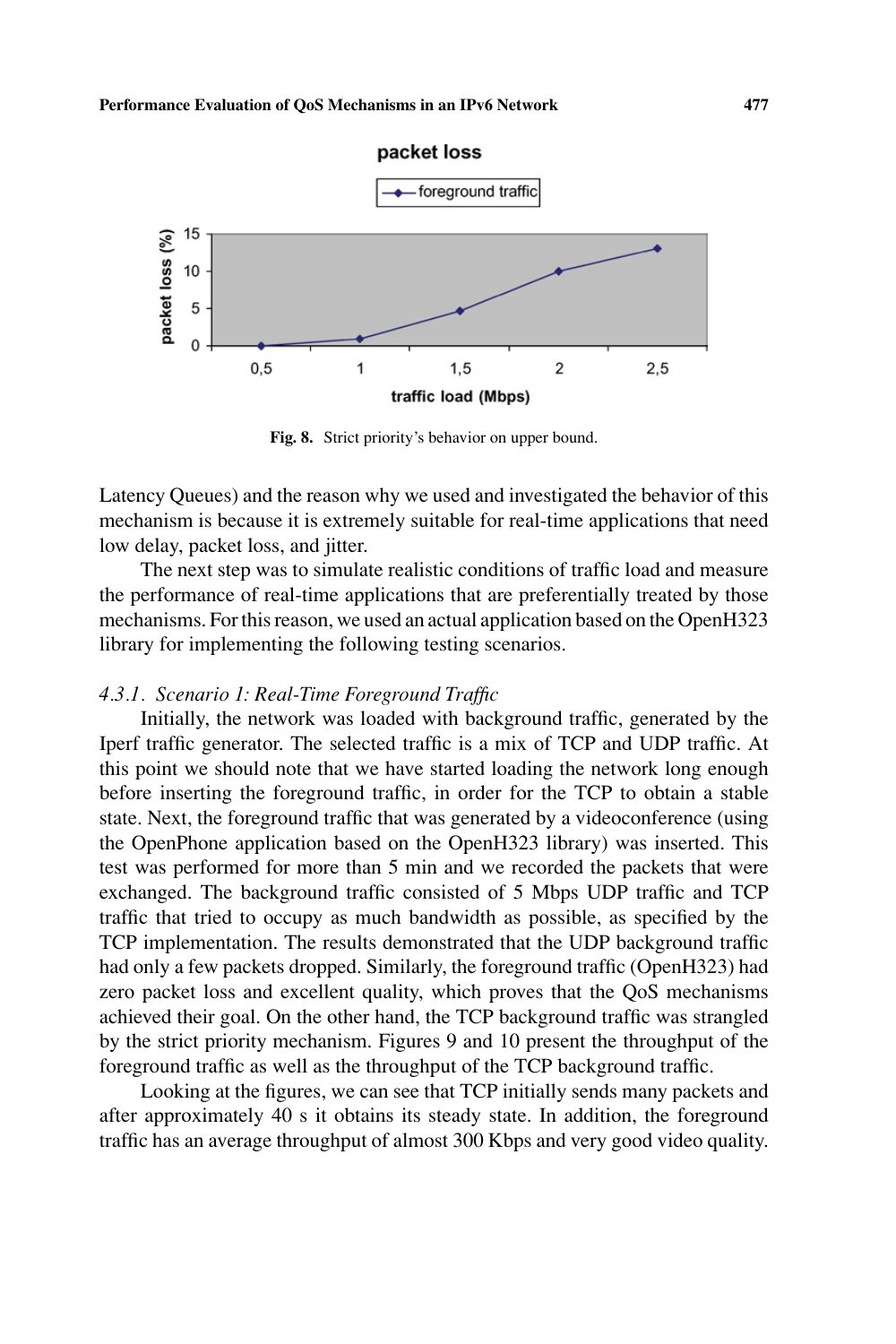Fig. 8. Strict priority's behavior on upper bound.

Latency Queues) and the reason why we used and investigated the behavior of this mechanism is because it is extremely suitable for real-time applications that need low delay, packet loss, and jitter.

The next step was to simulate realistic conditions of traffic load and measure the performance of real-time applications that are preferentially treated by those mechanisms. For this reason, we used an actual application based on the OpenH323 library for implementing the following testing scenarios.

#### *4.3.1. Scenario 1: Real-Time Foreground Traffic*

Initially, the network was loaded with background traffic, generated by the Iperf traffic generator. The selected traffic is a mix of TCP and UDP traffic. At this point we should note that we have started loading the network long enough before inserting the foreground traffic, in order for the TCP to obtain a stable state. Next, the foreground traffic that was generated by a videoconference (using the OpenPhone application based on the OpenH323 library) was inserted. This test was performed for more than 5 min and we recorded the packets that were exchanged. The background traffic consisted of 5 Mbps UDP traffic and TCP traffic that tried to occupy as much bandwidth as possible, as specified by the TCP implementation. The results demonstrated that the UDP background traffic had only a few packets dropped. Similarly, the foreground traffic (OpenH323) had zero packet loss and excellent quality, which proves that the QoS mechanisms achieved their goal. On the other hand, the TCP background traffic was strangled by the strict priority mechanism. Figures 9 and 10 present the throughput of the foreground traffic as well as the throughput of the TCP background traffic.

Looking at the figures, we can see that TCP initially sends many packets and after approximately 40 s it obtains its steady state. In addition, the foreground traffic has an average throughput of almost 300 Kbps and very good video quality.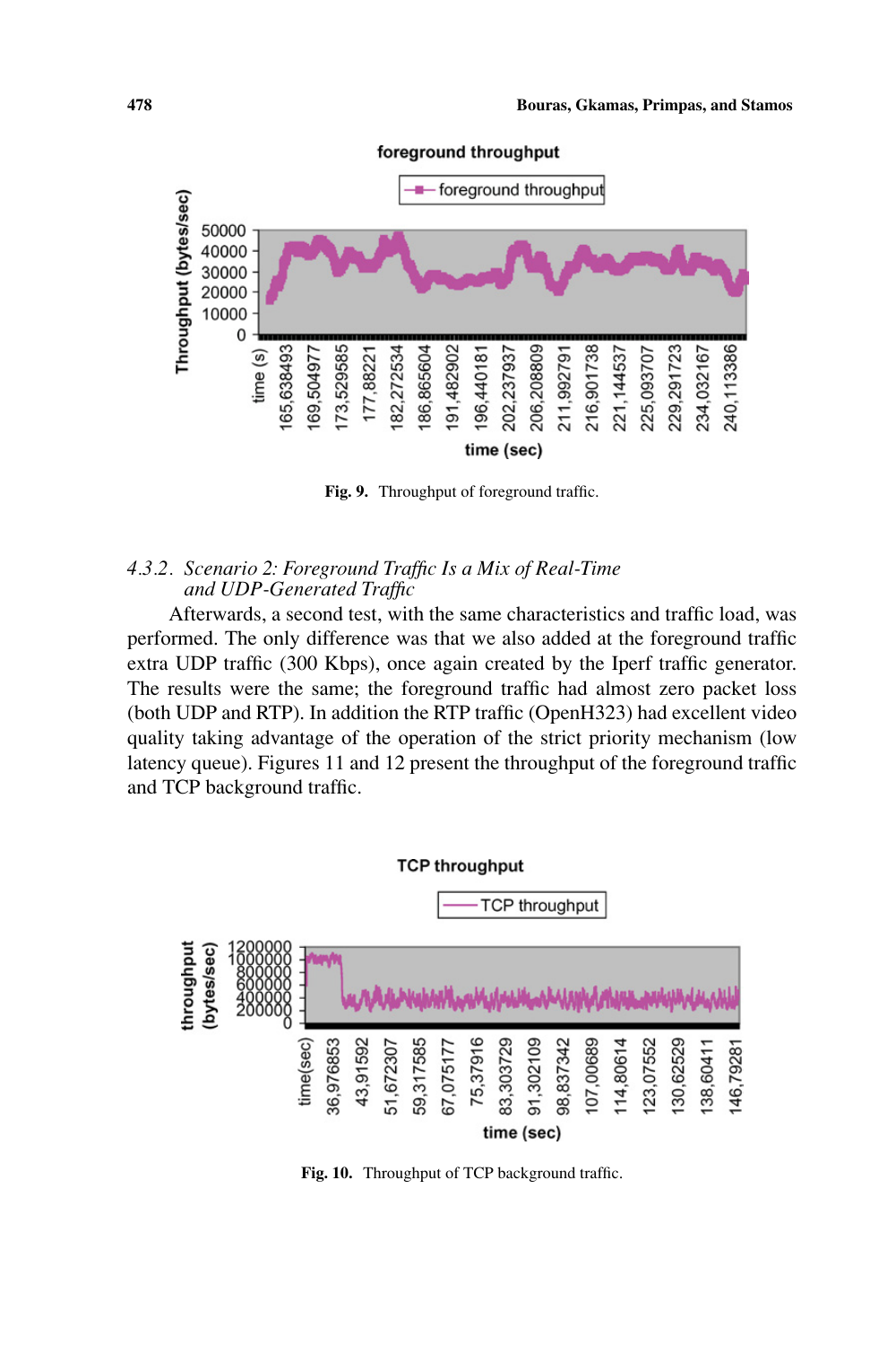Fig. 9. Throughput of foreground traffic.

#### 4.3.2. *Scenario 2: Foreground Traffic Is a Mix of Real-Time and UDP-Generated Traffic*

Afterwards, a second test, with the same characteristics and traffic load, was performed. The only difference was that we also added at the foreground traffic extra UDP traffic (300 Kbps), once again created by the Iperf traffic generator. The results were the same; the foreground traffic had almost zero packet loss (both UDP and RTP). In addition the RTP traffic (OpenH323) had excellent video quality taking advantage of the operation of the strict priority mechanism (low latency queue). Figures 11 and 12 present the throughput of the foreground traffic and TCP background traffic.

Fig. 10. Throughput of TCP background traffic.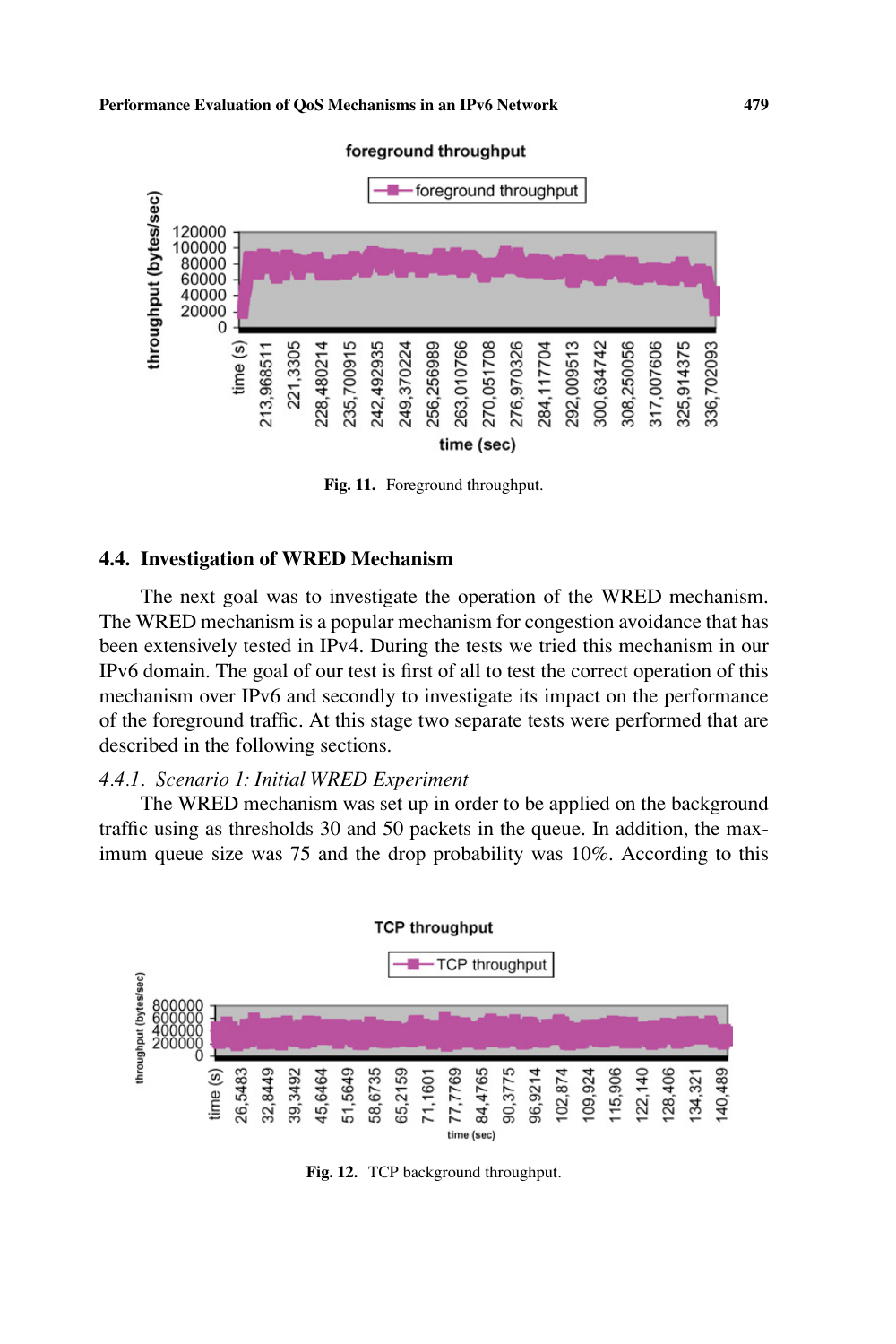Fig. 11. Foreground throughput.

### 4.4. Investigation of WRED Mechanism

The next goal was to investigate the operation of the WRED mechanism. The WRED mechanism is a popular mechanism for congestion avoidance that has been extensively tested in IPv4. During the tests we tried this mechanism in our IPv6 domain. The goal of our test is first of all to test the correct operation of this mechanism over IPv6 and secondly to investigate its impact on the performance of the foreground traffic. At this stage two separate tests were performed that are described in the following sections.

*4.4.1. Scenario 1: Initial WRED Experiment*

The WRED mechanism was set up in order to be applied on the background traffic using as thresholds 30 and 50 packets in the queue. In addition, the maximum queue size was 75 and the drop probability was 10%. According to this

Fig. 12. TCP background throughput.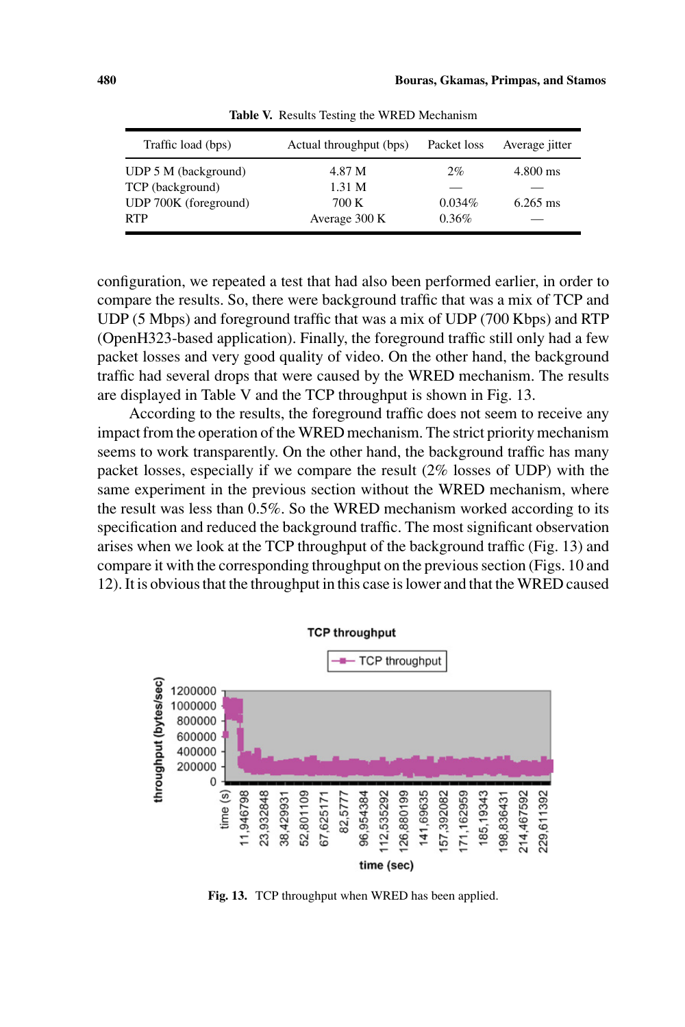**Table V.** Results Testing the WRED Mechanism

| Traffic load (bps) | Actual throughput (bps) | Packet loss | Average jitter |
|---|---|---|---|
| UDP 5 M (background) | 4.87 M | 2% | 4.800 ms |
| TCP (background) | 1.31 M | — | — |
| UDP 700K (foreground) | 700 K | 0.034% | 6.265 ms |
| RTP | Average 300 K | 0.36% | — |

configuration, we repeated a test that had also been performed earlier, in order to compare the results. So, there were background traffic that was a mix of TCP and UDP (5 Mbps) and foreground traffic that was a mix of UDP (700 Kbps) and RTP (OpenH323-based application). Finally, the foreground traffic still only had a few packet losses and very good quality of video. On the other hand, the background traffic had several drops that were caused by the WRED mechanism. The results are displayed in Table V and the TCP throughput is shown in Fig. 13.

According to the results, the foreground traffic does not seem to receive any impact from the operation of the WRED mechanism. The strict priority mechanism seems to work transparently. On the other hand, the background traffic has many packet losses, especially if we compare the result (2% losses of UDP) with the same experiment in the previous section without the WRED mechanism, where the result was less than 0.5%. So the WRED mechanism worked according to its specification and reduced the background traffic. The most significant observation arises when we look at the TCP throughput of the background traffic (Fig. 13) and compare it with the corresponding throughput on the previous section (Figs. 10 and 12). It is obvious that the throughput in this case is lower and that the WRED caused

**Fig. 13.** TCP throughput when WRED has been applied.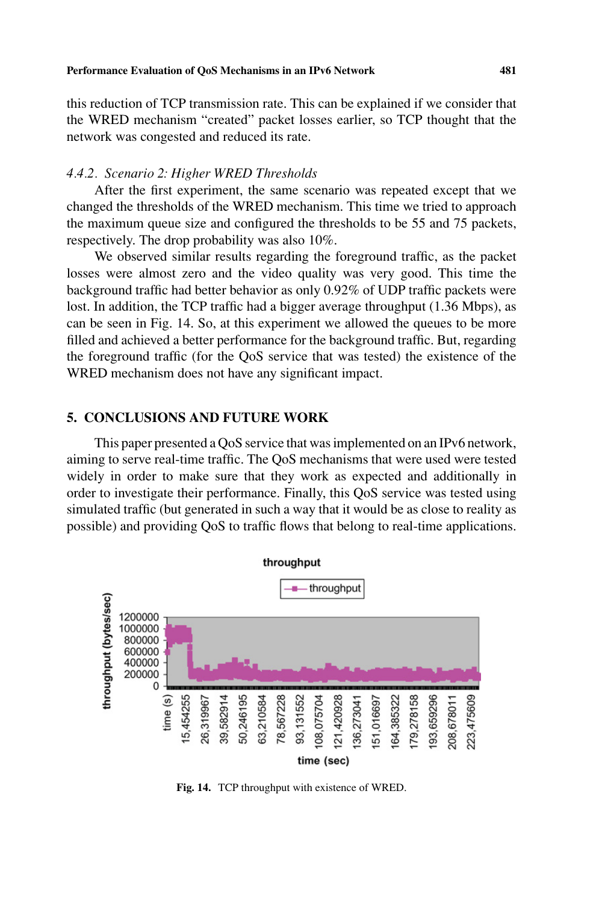this reduction of TCP transmission rate. This can be explained if we consider that the WRED mechanism "created" packet losses earlier, so TCP thought that the network was congested and reduced its rate.

### *4.4.2. Scenario 2: Higher WRED Thresholds*

After the first experiment, the same scenario was repeated except that we changed the thresholds of the WRED mechanism. This time we tried to approach the maximum queue size and configured the thresholds to be 55 and 75 packets, respectively. The drop probability was also 10%.

We observed similar results regarding the foreground traffic, as the packet losses were almost zero and the video quality was very good. This time the background traffic had better behavior as only 0.92% of UDP traffic packets were lost. In addition, the TCP traffic had a bigger average throughput (1.36 Mbps), as can be seen in Fig. 14. So, at this experiment we allowed the queues to be more filled and achieved a better performance for the background traffic. But, regarding the foreground traffic (for the QoS service that was tested) the existence of the WRED mechanism does not have any significant impact.

## 5. CONCLUSIONS AND FUTURE WORK

This paper presented a QoS service that was implemented on an IPv6 network, aiming to serve real-time traffic. The QoS mechanisms that were used were tested widely in order to make sure that they work as expected and additionally in order to investigate their performance. Finally, this QoS service was tested using simulated traffic (but generated in such a way that it would be as close to reality as possible) and providing QoS to traffic flows that belong to real-time applications.

**Fig. 14.** TCP throughput with existence of WRED.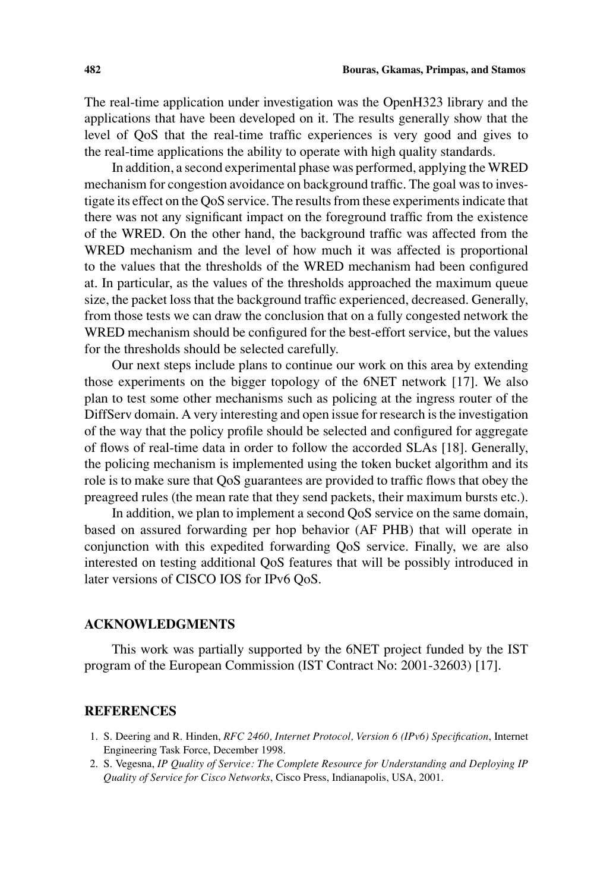The real-time application under investigation was the OpenH323 library and the applications that have been developed on it. The results generally show that the level of QoS that the real-time traffic experiences is very good and gives to the real-time applications the ability to operate with high quality standards.

In addition, a second experimental phase was performed, applying the WRED mechanism for congestion avoidance on background traffic. The goal was to investigate its effect on the QoS service. The results from these experiments indicate that there was not any significant impact on the foreground traffic from the existence of the WRED. On the other hand, the background traffic was affected from the WRED mechanism and the level of how much it was affected is proportional to the values that the thresholds of the WRED mechanism had been configured at. In particular, as the values of the thresholds approached the maximum queue size, the packet loss that the background traffic experienced, decreased. Generally, from those tests we can draw the conclusion that on a fully congested network the WRED mechanism should be configured for the best-effort service, but the values for the thresholds should be selected carefully.

Our next steps include plans to continue our work on this area by extending those experiments on the bigger topology of the 6NET network [17]. We also plan to test some other mechanisms such as policing at the ingress router of the DiffServ domain. A very interesting and open issue for research is the investigation of the way that the policy profile should be selected and configured for aggregate of flows of real-time data in order to follow the accorded SLAs [18]. Generally, the policing mechanism is implemented using the token bucket algorithm and its role is to make sure that QoS guarantees are provided to traffic flows that obey the preagreed rules (the mean rate that they send packets, their maximum bursts etc.).

In addition, we plan to implement a second QoS service on the same domain, based on assured forwarding per hop behavior (AF PHB) that will operate in conjunction with this expedited forwarding QoS service. Finally, we are also interested on testing additional QoS features that will be possibly introduced in later versions of CISCO IOS for IPv6 QoS.

## ACKNOWLEDGMENTS

This work was partially supported by the 6NET project funded by the IST program of the European Commission (IST Contract No: 2001-32603) [17].

## REFERENCES

1. S. Deering and R. Hinden, *RFC 2460, Internet Protocol, Version 6 (IPv6) Specification*, Internet Engineering Task Force, December 1998.
2. S. Vegesna, *IP Quality of Service: The Complete Resource for Understanding and Deploying IP Quality of Service for Cisco Networks*, Cisco Press, Indianapolis, USA, 2001.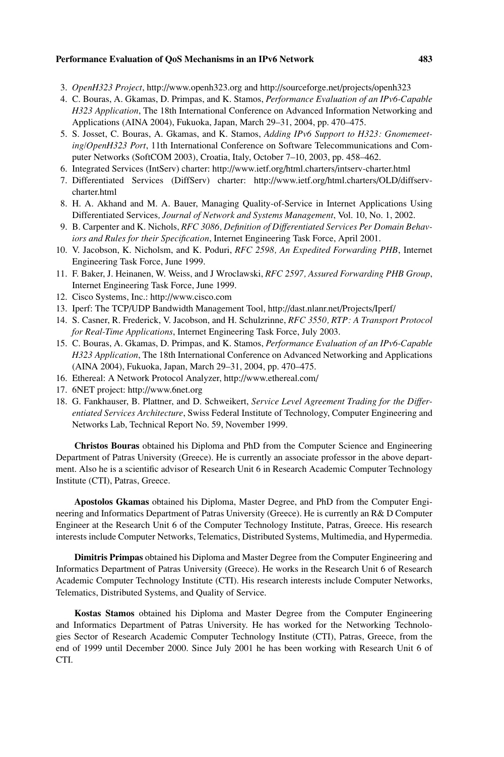3. *OpenH323 Project*, http://www.openh323.org and http://sourceforge.net/projects/openh323
4. C. Bouras, A. Gkamas, D. Primpas, and K. Stamos, *Performance Evaluation of an IPv6-Capable H323 Application*, The 18th International Conference on Advanced Information Networking and Applications (AINA 2004), Fukuoka, Japan, March 29–31, 2004, pp. 470–475.
5. S. Josset, C. Bouras, A. Gkamas, and K. Stamos, *Adding IPv6 Support to H323: Gnomemeeting/OpenH323 Port*, 11th International Conference on Software Telecommunications and Computer Networks (SoftCOM 2003), Croatia, Italy, October 7–10, 2003, pp. 458–462.
6. Integrated Services (IntServ) charter: http://www.ietf.org/html.charters/intserv-charter.html
7. Differentiated Services (DiffServ) charter: http://www.ietf.org/html.charters/OLD/diffserv-charter.html
8. H. A. Akhand and M. A. Bauer, Managing Quality-of-Service in Internet Applications Using Differentiated Services*, Journal of Network and Systems Management*, Vol. 10, No. 1, 2002.
9. B. Carpenter and K. Nichols, *RFC 3086, Definition of Differentiated Services Per Domain Behaviors and Rules for their Specification*, Internet Engineering Task Force, April 2001.
10. V. Jacobson, K. Nicholsm, and K. Poduri, *RFC 2598, An Expedited Forwarding PHB*, Internet Engineering Task Force, June 1999.
11. F. Baker, J. Heinanen, W. Weiss, and J Wroclawski, *RFC 2597, Assured Forwarding PHB Group*, Internet Engineering Task Force, June 1999.
12. Cisco Systems, Inc.: http://www.cisco.com
13. Iperf: The TCP/UDP Bandwidth Management Tool, http://dast.nlanr.net/Projects/Iperf/
14. S. Casner, R. Frederick, V. Jacobson, and H. Schulzrinne, *RFC 3550, RTP: A Transport Protocol for Real-Time Applications*, Internet Engineering Task Force, July 2003.
15. C. Bouras, A. Gkamas, D. Primpas, and K. Stamos, *Performance Evaluation of an IPv6-Capable H323 Application*, The 18th International Conference on Advanced Networking and Applications (AINA 2004), Fukuoka, Japan, March 29–31, 2004, pp. 470–475.
16. Ethereal: A Network Protocol Analyzer, http://www.ethereal.com/
17. 6NET project: http://www.6net.org
18. G. Fankhauser, B. Plattner, and D. Schweikert, *Service Level Agreement Trading for the Differentiated Services Architecture*, Swiss Federal Institute of Technology, Computer Engineering and Networks Lab, Technical Report No. 59, November 1999.

**Christos Bouras** obtained his Diploma and PhD from the Computer Science and Engineering Department of Patras University (Greece). He is currently an associate professor in the above department. Also he is a scientific advisor of Research Unit 6 in Research Academic Computer Technology Institute (CTI), Patras, Greece.

**Apostolos Gkamas** obtained his Diploma, Master Degree, and PhD from the Computer Engineering and Informatics Department of Patras University (Greece). He is currently an R& D Computer Engineer at the Research Unit 6 of the Computer Technology Institute, Patras, Greece. His research interests include Computer Networks, Telematics, Distributed Systems, Multimedia, and Hypermedia.

**Dimitris Primpas** obtained his Diploma and Master Degree from the Computer Engineering and Informatics Department of Patras University (Greece). He works in the Research Unit 6 of Research Academic Computer Technology Institute (CTI). His research interests include Computer Networks, Telematics, Distributed Systems, and Quality of Service.

**Kostas Stamos** obtained his Diploma and Master Degree from the Computer Engineering and Informatics Department of Patras University. He has worked for the Networking Technologies Sector of Research Academic Computer Technology Institute (CTI), Patras, Greece, from the end of 1999 until December 2000. Since July 2001 he has been working with Research Unit 6 of CTI.